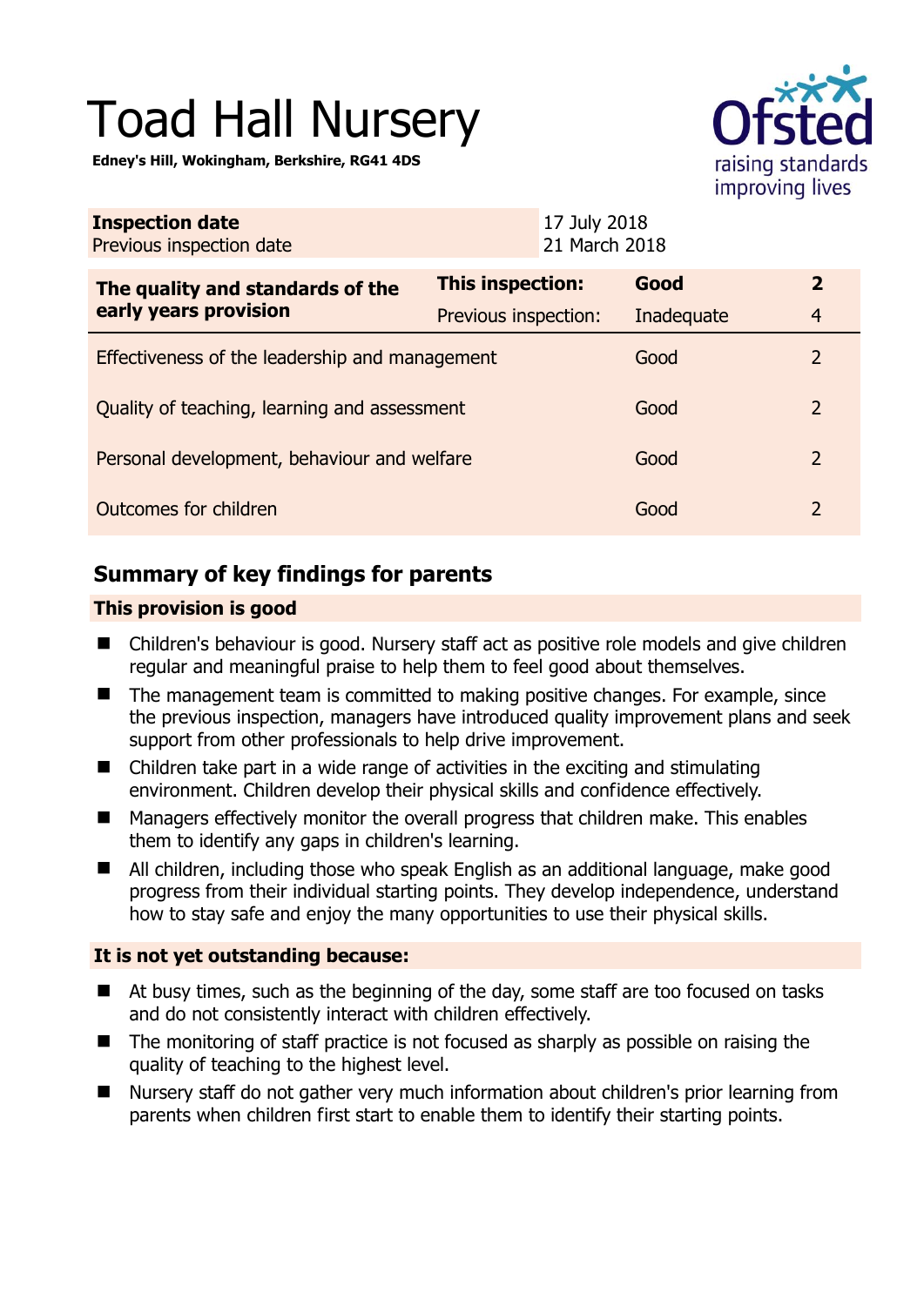# Toad Hall Nursery

**Edney's Hill, Wokingham, Berkshire, RG41 4DS**

| **Inspection date** | 17 July 2018 |
|---|---|
| Previous inspection date | 21 March 2018 |

| **The quality and standards of the early years provision** | **This inspection:** | **Good** | **2** |
|---|---|---|---|
| | Previous inspection: | Inadequate | 4 |
| Effectiveness of the leadership and management | | Good | 2 |
| Quality of teaching, learning and assessment | | Good | 2 |
| Personal development, behaviour and welfare | | Good | 2 |
| Outcomes for children | | Good | 2 |

## Summary of key findings for parents

### This provision is good

- Children's behaviour is good. Nursery staff act as positive role models and give children regular and meaningful praise to help them to feel good about themselves.
- The management team is committed to making positive changes. For example, since the previous inspection, managers have introduced quality improvement plans and seek support from other professionals to help drive improvement.
- Children take part in a wide range of activities in the exciting and stimulating environment. Children develop their physical skills and confidence effectively.
- Managers effectively monitor the overall progress that children make. This enables them to identify any gaps in children's learning.
- All children, including those who speak English as an additional language, make good progress from their individual starting points. They develop independence, understand how to stay safe and enjoy the many opportunities to use their physical skills.

### It is not yet outstanding because:

- At busy times, such as the beginning of the day, some staff are too focused on tasks and do not consistently interact with children effectively.
- The monitoring of staff practice is not focused as sharply as possible on raising the quality of teaching to the highest level.
- Nursery staff do not gather very much information about children's prior learning from parents when children first start to enable them to identify their starting points.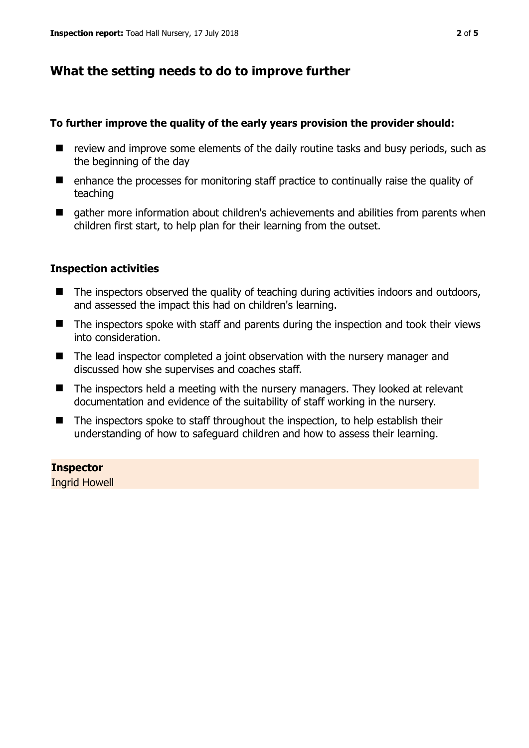## What the setting needs to do to improve further

**To further improve the quality of the early years provision the provider should:**

- review and improve some elements of the daily routine tasks and busy periods, such as the beginning of the day
- enhance the processes for monitoring staff practice to continually raise the quality of teaching
- gather more information about children's achievements and abilities from parents when children first start, to help plan for their learning from the outset.

### Inspection activities

- The inspectors observed the quality of teaching during activities indoors and outdoors, and assessed the impact this had on children's learning.
- The inspectors spoke with staff and parents during the inspection and took their views into consideration.
- The lead inspector completed a joint observation with the nursery manager and discussed how she supervises and coaches staff.
- The inspectors held a meeting with the nursery managers. They looked at relevant documentation and evidence of the suitability of staff working in the nursery.
- The inspectors spoke to staff throughout the inspection, to help establish their understanding of how to safeguard children and how to assess their learning.

**Inspector**
Ingrid Howell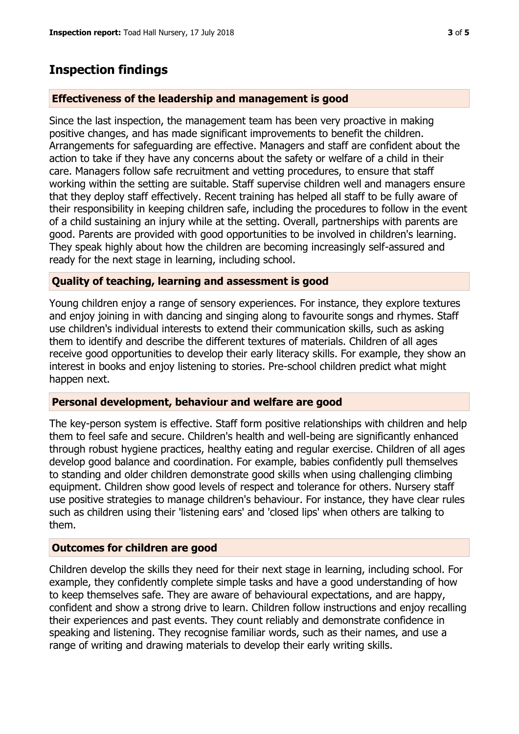## Inspection findings

### Effectiveness of the leadership and management is good

Since the last inspection, the management team has been very proactive in making positive changes, and has made significant improvements to benefit the children. Arrangements for safeguarding are effective. Managers and staff are confident about the action to take if they have any concerns about the safety or welfare of a child in their care. Managers follow safe recruitment and vetting procedures, to ensure that staff working within the setting are suitable. Staff supervise children well and managers ensure that they deploy staff effectively. Recent training has helped all staff to be fully aware of their responsibility in keeping children safe, including the procedures to follow in the event of a child sustaining an injury while at the setting. Overall, partnerships with parents are good. Parents are provided with good opportunities to be involved in children's learning. They speak highly about how the children are becoming increasingly self-assured and ready for the next stage in learning, including school.

### Quality of teaching, learning and assessment is good

Young children enjoy a range of sensory experiences. For instance, they explore textures and enjoy joining in with dancing and singing along to favourite songs and rhymes. Staff use children's individual interests to extend their communication skills, such as asking them to identify and describe the different textures of materials. Children of all ages receive good opportunities to develop their early literacy skills. For example, they show an interest in books and enjoy listening to stories. Pre-school children predict what might happen next.

### Personal development, behaviour and welfare are good

The key-person system is effective. Staff form positive relationships with children and help them to feel safe and secure. Children's health and well-being are significantly enhanced through robust hygiene practices, healthy eating and regular exercise. Children of all ages develop good balance and coordination. For example, babies confidently pull themselves to standing and older children demonstrate good skills when using challenging climbing equipment. Children show good levels of respect and tolerance for others. Nursery staff use positive strategies to manage children's behaviour. For instance, they have clear rules such as children using their 'listening ears' and 'closed lips' when others are talking to them.

### Outcomes for children are good

Children develop the skills they need for their next stage in learning, including school. For example, they confidently complete simple tasks and have a good understanding of how to keep themselves safe. They are aware of behavioural expectations, and are happy, confident and show a strong drive to learn. Children follow instructions and enjoy recalling their experiences and past events. They count reliably and demonstrate confidence in speaking and listening. They recognise familiar words, such as their names, and use a range of writing and drawing materials to develop their early writing skills.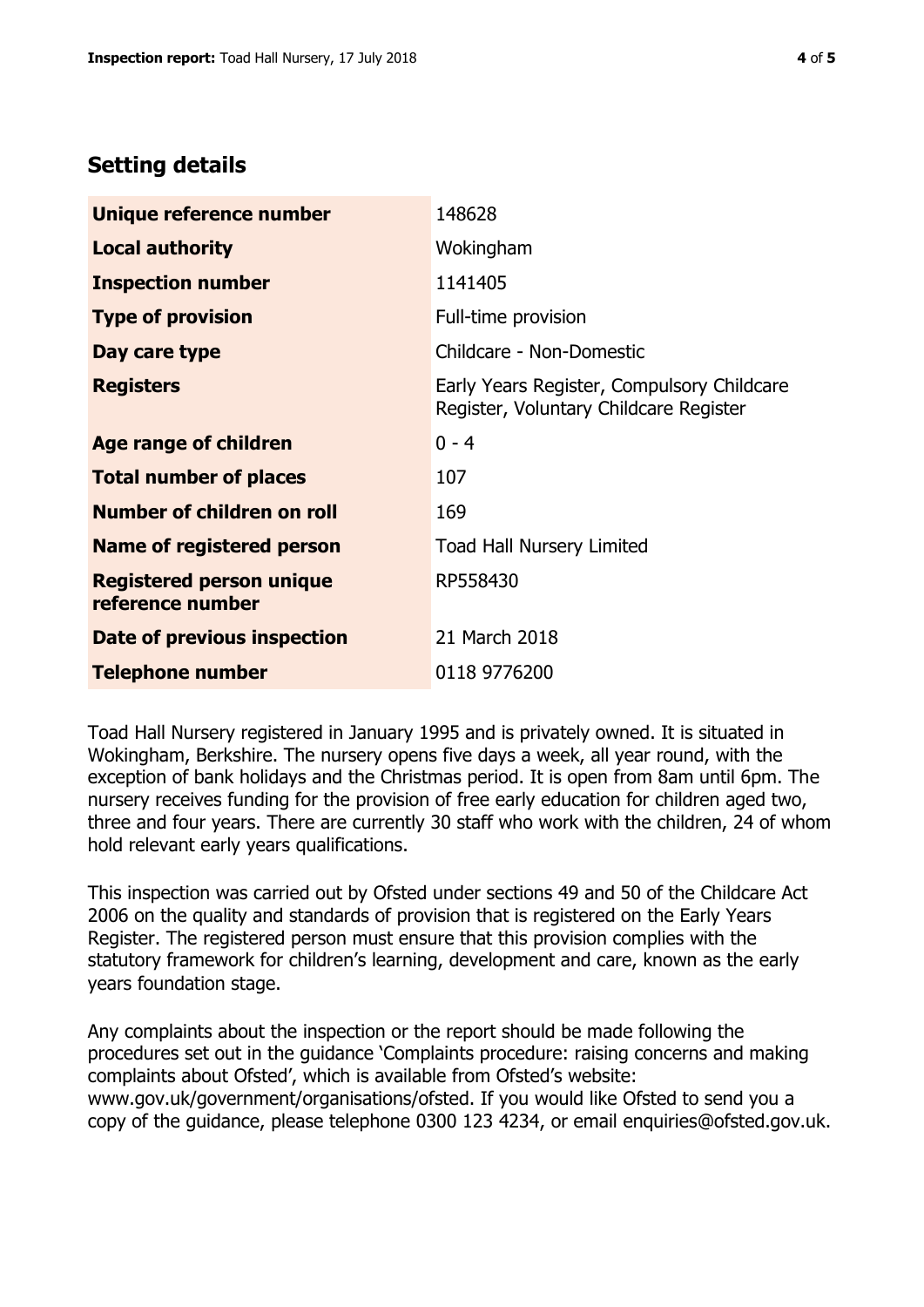## Setting details

| | |
|---|---|
| **Unique reference number** | 148628 |
| **Local authority** | Wokingham |
| **Inspection number** | 1141405 |
| **Type of provision** | Full-time provision |
| **Day care type** | Childcare - Non-Domestic |
| **Registers** | Early Years Register, Compulsory Childcare Register, Voluntary Childcare Register |
| **Age range of children** | 0 - 4 |
| **Total number of places** | 107 |
| **Number of children on roll** | 169 |
| **Name of registered person** | Toad Hall Nursery Limited |
| **Registered person unique reference number** | RP558430 |
| **Date of previous inspection** | 21 March 2018 |
| **Telephone number** | 0118 9776200 |

Toad Hall Nursery registered in January 1995 and is privately owned. It is situated in Wokingham, Berkshire. The nursery opens five days a week, all year round, with the exception of bank holidays and the Christmas period. It is open from 8am until 6pm. The nursery receives funding for the provision of free early education for children aged two, three and four years. There are currently 30 staff who work with the children, 24 of whom hold relevant early years qualifications.

This inspection was carried out by Ofsted under sections 49 and 50 of the Childcare Act 2006 on the quality and standards of provision that is registered on the Early Years Register. The registered person must ensure that this provision complies with the statutory framework for children's learning, development and care, known as the early years foundation stage.

Any complaints about the inspection or the report should be made following the procedures set out in the guidance 'Complaints procedure: raising concerns and making complaints about Ofsted', which is available from Ofsted's website: www.gov.uk/government/organisations/ofsted. If you would like Ofsted to send you a copy of the guidance, please telephone 0300 123 4234, or email enquiries@ofsted.gov.uk.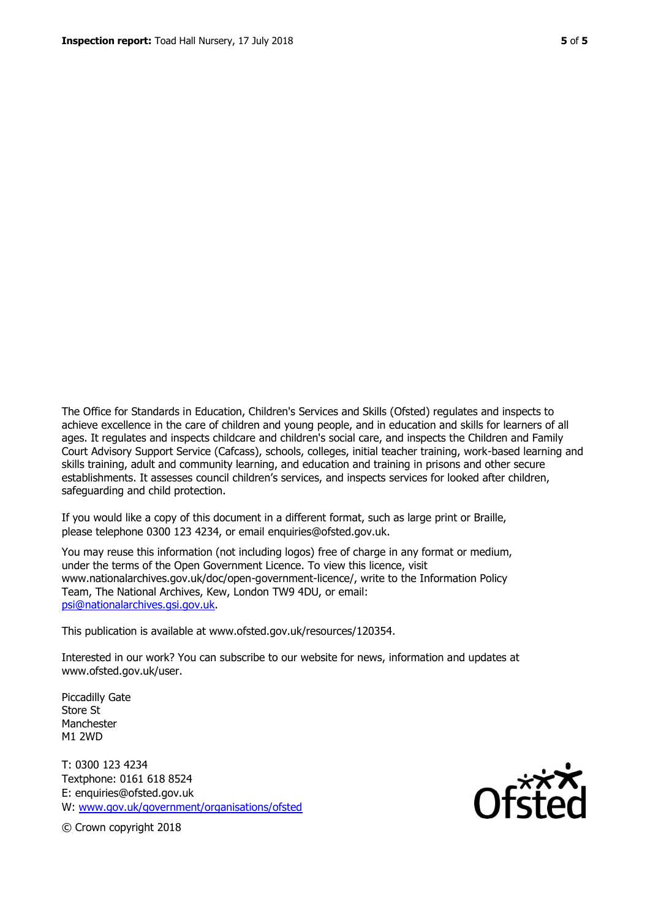The Office for Standards in Education, Children's Services and Skills (Ofsted) regulates and inspects to achieve excellence in the care of children and young people, and in education and skills for learners of all ages. It regulates and inspects childcare and children's social care, and inspects the Children and Family Court Advisory Support Service (Cafcass), schools, colleges, initial teacher training, work-based learning and skills training, adult and community learning, and education and training in prisons and other secure establishments. It assesses council children's services, and inspects services for looked after children, safeguarding and child protection.

If you would like a copy of this document in a different format, such as large print or Braille, please telephone 0300 123 4234, or email enquiries@ofsted.gov.uk.

You may reuse this information (not including logos) free of charge in any format or medium, under the terms of the Open Government Licence. To view this licence, visit www.nationalarchives.gov.uk/doc/open-government-licence/, write to the Information Policy Team, The National Archives, Kew, London TW9 4DU, or email: psi@nationalarchives.gsi.gov.uk.

This publication is available at www.ofsted.gov.uk/resources/120354.

Interested in our work? You can subscribe to our website for news, information and updates at www.ofsted.gov.uk/user.

Piccadilly Gate
Store St
Manchester
M1 2WD

T: 0300 123 4234
Textphone: 0161 618 8524
E: enquiries@ofsted.gov.uk
W: www.gov.uk/government/organisations/ofsted

© Crown copyright 2018